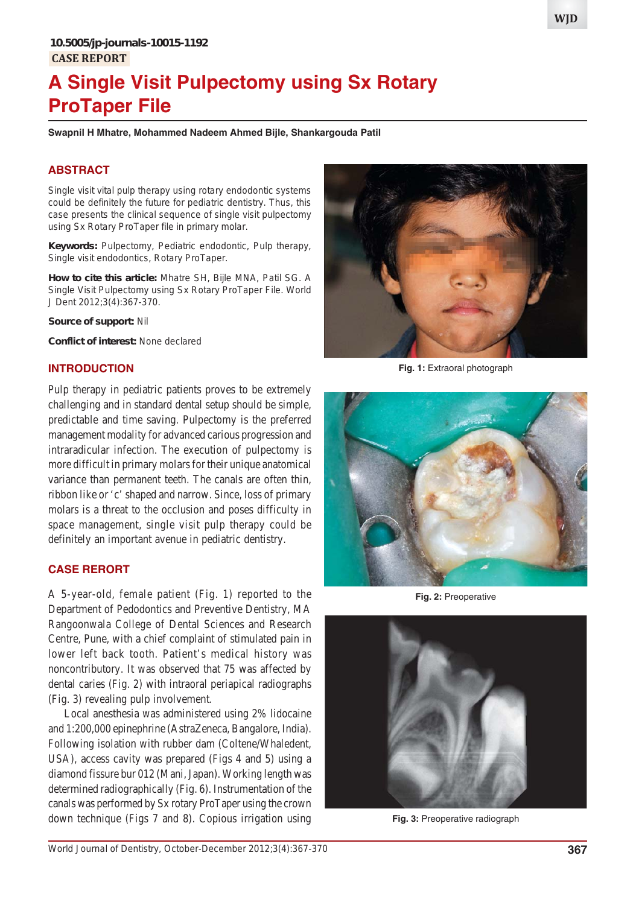10.5005/jp-journals-10015-1192

CASE REPORT

# A Single Visit Pulpectomy using Sx Rotary ProTaper File

**Swapnil H Mhatre, Mohammed Nadeem Ahmed Bijle, Shankargouda Patil**

## ABSTRACT

Single visit vital pulp therapy using rotary endodontic systems could be definitely the future for pediatric dentistry. Thus, this case presents the clinical sequence of single visit pulpectomy using Sx Rotary ProTaper file in primary molar.

**Keywords:** Pulpectomy, Pediatric endodontic, Pulp therapy, Single visit endodontics, Rotary ProTaper.

**How to cite this article:** Mhatre SH, Bijle MNA, Patil SG. A Single Visit Pulpectomy using Sx Rotary ProTaper File. World J Dent 2012;3(4):367-370.

**Source of support:** Nil

**Conflict of interest:** None declared

## INTRODUCTION

Pulp therapy in pediatric patients proves to be extremely challenging and in standard dental setup should be simple, predictable and time saving. Pulpectomy is the preferred management modality for advanced carious progression and intraradicular infection. The execution of pulpectomy is more difficult in primary molars for their unique anatomical variance than permanent teeth. The canals are often thin, ribbon like or 'c' shaped and narrow. Since, loss of primary molars is a threat to the occlusion and poses difficulty in space management, single visit pulp therapy could be definitely an important avenue in pediatric dentistry.

## CASE RERORT

A 5-year-old, female patient (Fig. 1) reported to the Department of Pedodontics and Preventive Dentistry, MA Rangoonwala College of Dental Sciences and Research Centre, Pune, with a chief complaint of stimulated pain in lower left back tooth. Patient's medical history was noncontributory. It was observed that 75 was affected by dental caries (Fig. 2) with intraoral periapical radiographs (Fig. 3) revealing pulp involvement.

Local anesthesia was administered using 2% lidocaine and 1:200,000 epinephrine (AstraZeneca, Bangalore, India). Following isolation with rubber dam (Coltene/Whaledent, USA), access cavity was prepared (Figs 4 and 5) using a diamond fissure bur 012 (Mani, Japan). Working length was determined radiographically (Fig. 6). Instrumentation of the canals was performed by Sx rotary ProTaper using the crown down technique (Figs 7 and 8). Copious irrigation using

**Fig. 1:** Extraoral photograph

**Fig. 2:** Preoperative

**Fig. 3:** Preoperative radiograph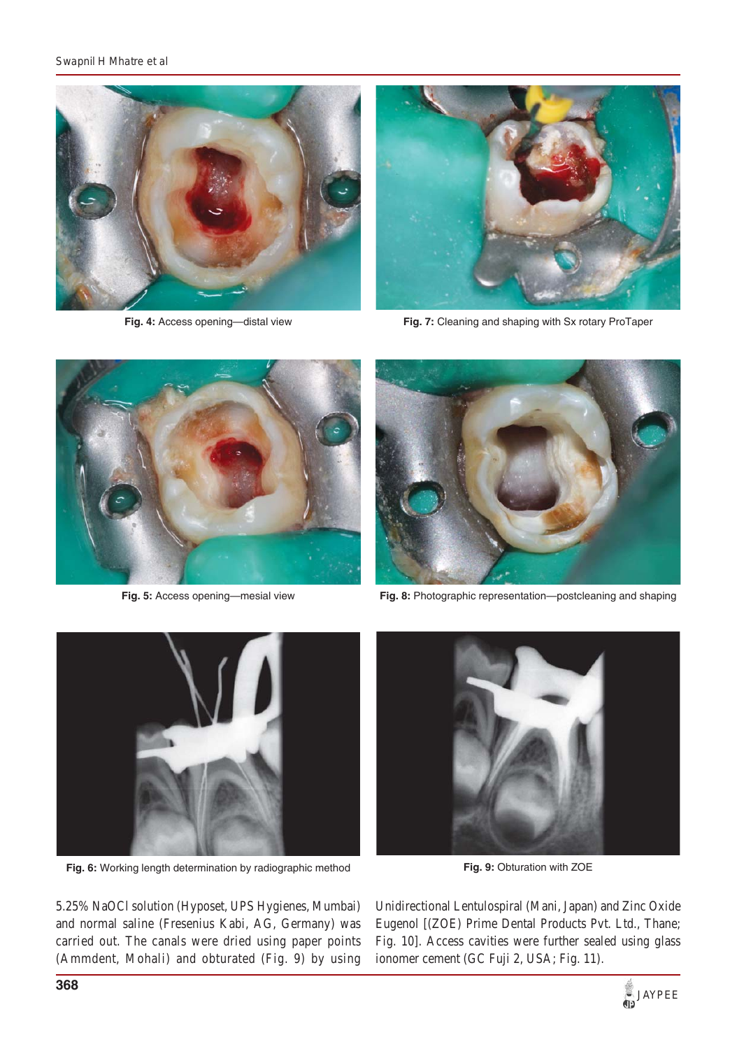Fig. 4: Access opening—distal view

Fig. 7: Cleaning and shaping with Sx rotary ProTaper

Fig. 5: Access opening—mesial view

Fig. 8: Photographic representation—postcleaning and shaping

Fig. 6: Working length determination by radiographic method

Fig. 9: Obturation with ZOE

5.25% NaOCl solution (Hyposet, UPS Hygienes, Mumbai) and normal saline (Fresenius Kabi, AG, Germany) was carried out. The canals were dried using paper points (Ammdent, Mohali) and obturated (Fig. 9) by using Unidirectional Lentulospiral (Mani, Japan) and Zinc Oxide Eugenol [(ZOE) Prime Dental Products Pvt. Ltd., Thane; Fig. 10]. Access cavities were further sealed using glass ionomer cement (GC Fuji 2, USA; Fig. 11).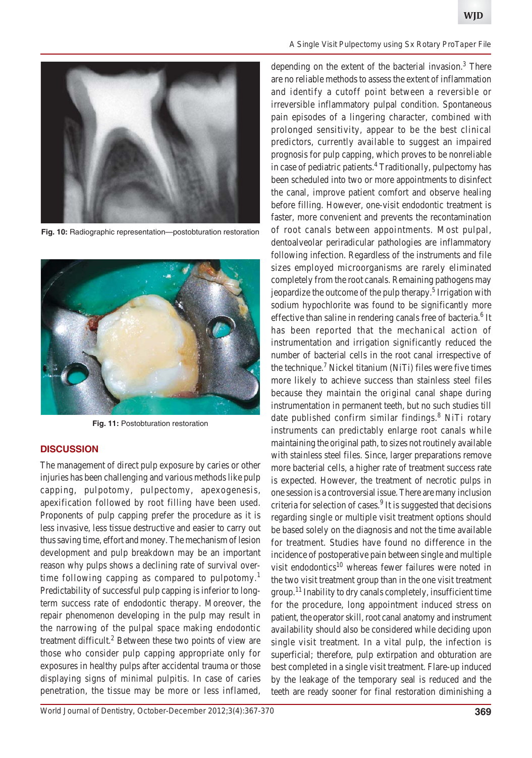Fig. 10: Radiographic representation—postobturation restoration

Fig. 11: Postobturation restoration

## DISCUSSION

The management of direct pulp exposure by caries or other injuries has been challenging and various methods like pulp capping, pulpotomy, pulpectomy, apexogenesis, apexification followed by root filling have been used. Proponents of pulp capping prefer the procedure as it is less invasive, less tissue destructive and easier to carry out thus saving time, effort and money. The mechanism of lesion development and pulp breakdown may be an important reason why pulps shows a declining rate of survival over-time following capping as compared to pulpotomy.[1] Predictability of successful pulp capping is inferior to long-term success rate of endodontic therapy. Moreover, the repair phenomenon developing in the pulp may result in the narrowing of the pulpal space making endodontic treatment difficult.[2] Between these two points of view are those who consider pulp capping appropriate only for exposures in healthy pulps after accidental trauma or those displaying signs of minimal pulpitis. In case of caries penetration, the tissue may be more or less inflamed, depending on the extent of the bacterial invasion.[3] There are no reliable methods to assess the extent of inflammation and identify a cutoff point between a reversible or irreversible inflammatory pulpal condition. Spontaneous pain episodes of a lingering character, combined with prolonged sensitivity, appear to be the best clinical predictors, currently available to suggest an impaired prognosis for pulp capping, which proves to be nonreliable in case of pediatric patients.[4] Traditionally, pulpectomy has been scheduled into two or more appointments to disinfect the canal, improve patient comfort and observe healing before filling. However, one-visit endodontic treatment is faster, more convenient and prevents the recontamination of root canals between appointments. Most pulpal, dentoalveolar periradicular pathologies are inflammatory following infection. Regardless of the instruments and file sizes employed microorganisms are rarely eliminated completely from the root canals. Remaining pathogens may jeopardize the outcome of the pulp therapy.[5] Irrigation with sodium hypochlorite was found to be significantly more effective than saline in rendering canals free of bacteria.[6] It has been reported that the mechanical action of instrumentation and irrigation significantly reduced the number of bacterial cells in the root canal irrespective of the technique.[7] Nickel titanium (NiTi) files were five times more likely to achieve success than stainless steel files because they maintain the original canal shape during instrumentation in permanent teeth, but no such studies till date published confirm similar findings.[8] NiTi rotary instruments can predictably enlarge root canals while maintaining the original path, to sizes not routinely available with stainless steel files. Since, larger preparations remove more bacterial cells, a higher rate of treatment success rate is expected. However, the treatment of necrotic pulps in one session is a controversial issue. There are many inclusion criteria for selection of cases.[9] It is suggested that decisions regarding single or multiple visit treatment options should be based solely on the diagnosis and not the time available for treatment. Studies have found no difference in the incidence of postoperative pain between single and multiple visit endodontics[10] whereas fewer failures were noted in the two visit treatment group than in the one visit treatment group.[11] Inability to dry canals completely, insufficient time for the procedure, long appointment induced stress on patient, the operator skill, root canal anatomy and instrument availability should also be considered while deciding upon single visit treatment. In a vital pulp, the infection is superficial; therefore, pulp extirpation and obturation are best completed in a single visit treatment. Flare-up induced by the leakage of the temporary seal is reduced and the teeth are ready sooner for final restoration diminishing a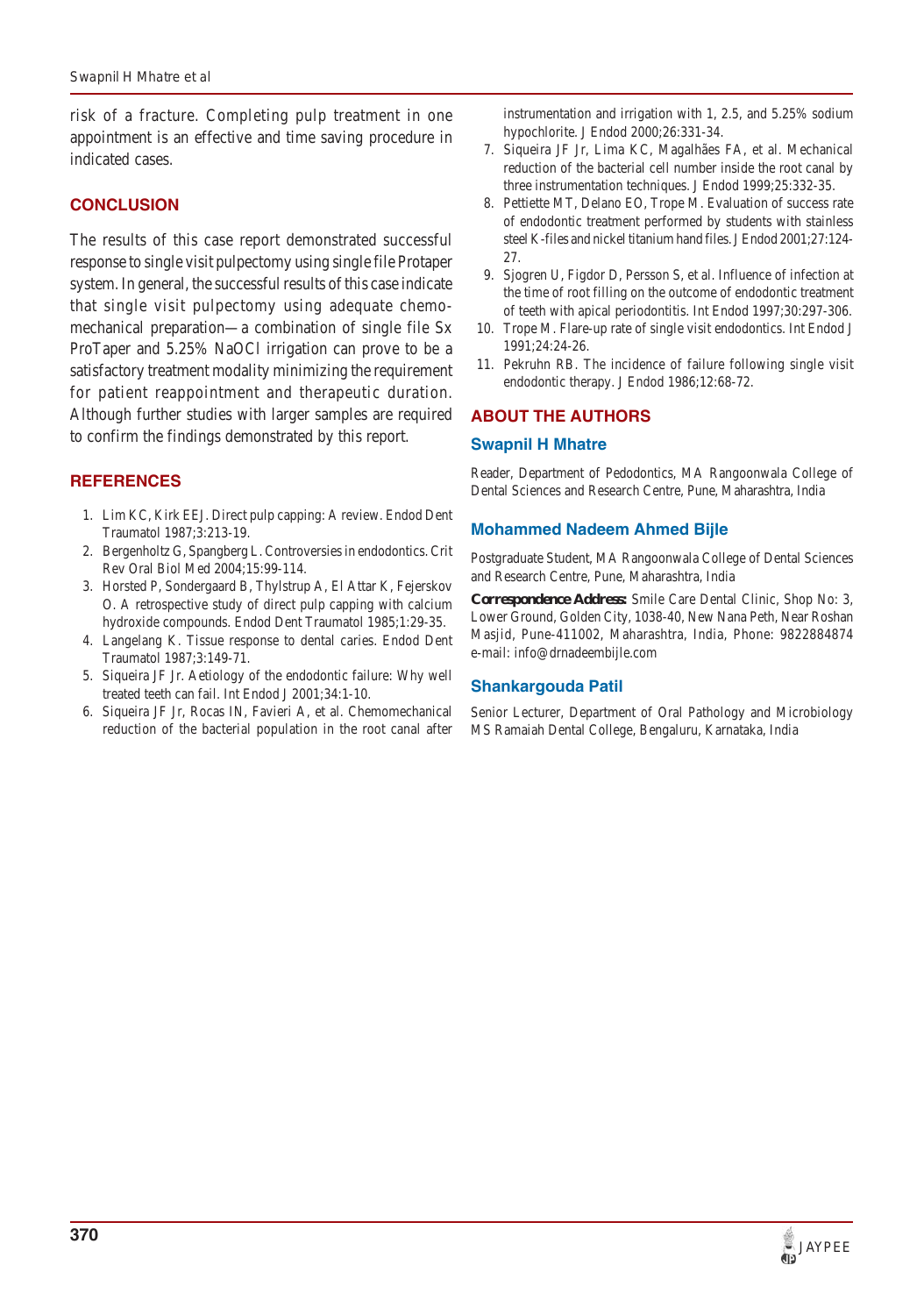risk of a fracture. Completing pulp treatment in one appointment is an effective and time saving procedure in indicated cases.

## CONCLUSION

The results of this case report demonstrated successful response to single visit pulpectomy using single file Protaper system. In general, the successful results of this case indicate that single visit pulpectomy using adequate chemomechanical preparation—a combination of single file Sx ProTaper and 5.25% NaOCl irrigation can prove to be a satisfactory treatment modality minimizing the requirement for patient reappointment and therapeutic duration. Although further studies with larger samples are required to confirm the findings demonstrated by this report.

## REFERENCES

1. Lim KC, Kirk EEJ. Direct pulp capping: A review. Endod Dent Traumatol 1987;3:213-19.
2. Bergenholtz G, Spangberg L. Controversies in endodontics. Crit Rev Oral Biol Med 2004;15:99-114.
3. Horsted P, Sondergaard B, Thylstrup A, El Attar K, Fejerskov O. A retrospective study of direct pulp capping with calcium hydroxide compounds. Endod Dent Traumatol 1985;1:29-35.
4. Langelang K. Tissue response to dental caries. Endod Dent Traumatol 1987;3:149-71.
5. Siqueira JF Jr. Aetiology of the endodontic failure: Why well treated teeth can fail. Int Endod J 2001;34:1-10.
6. Siqueira JF Jr, Rocas IN, Favieri A, et al. Chemomechanical reduction of the bacterial population in the root canal after instrumentation and irrigation with 1, 2.5, and 5.25% sodium hypochlorite. J Endod 2000;26:331-34.
7. Siqueira JF Jr, Lima KC, Magalhães FA, et al. Mechanical reduction of the bacterial cell number inside the root canal by three instrumentation techniques. J Endod 1999;25:332-35.
8. Pettiette MT, Delano EO, Trope M. Evaluation of success rate of endodontic treatment performed by students with stainless steel K-files and nickel titanium hand files. J Endod 2001;27:124-27.
9. Sjogren U, Figdor D, Persson S, et al. Influence of infection at the time of root filling on the outcome of endodontic treatment of teeth with apical periodontitis. Int Endod 1997;30:297-306.
10. Trope M. Flare-up rate of single visit endodontics. Int Endod J 1991;24:24-26.
11. Pekruhn RB. The incidence of failure following single visit endodontic therapy. J Endod 1986;12:68-72.

## ABOUT THE AUTHORS

### Swapnil H Mhatre

Reader, Department of Pedodontics, MA Rangoonwala College of Dental Sciences and Research Centre, Pune, Maharashtra, India

### Mohammed Nadeem Ahmed Bijle

Postgraduate Student, MA Rangoonwala College of Dental Sciences and Research Centre, Pune, Maharashtra, India

***Correspondence Address:*** Smile Care Dental Clinic, Shop No: 3, Lower Ground, Golden City, 1038-40, New Nana Peth, Near Roshan Masjid, Pune-411002, Maharashtra, India, Phone: 9822884874 e-mail: info@drnadeembijle.com

### Shankargouda Patil

Senior Lecturer, Department of Oral Pathology and Microbiology MS Ramaiah Dental College, Bengaluru, Karnataka, India